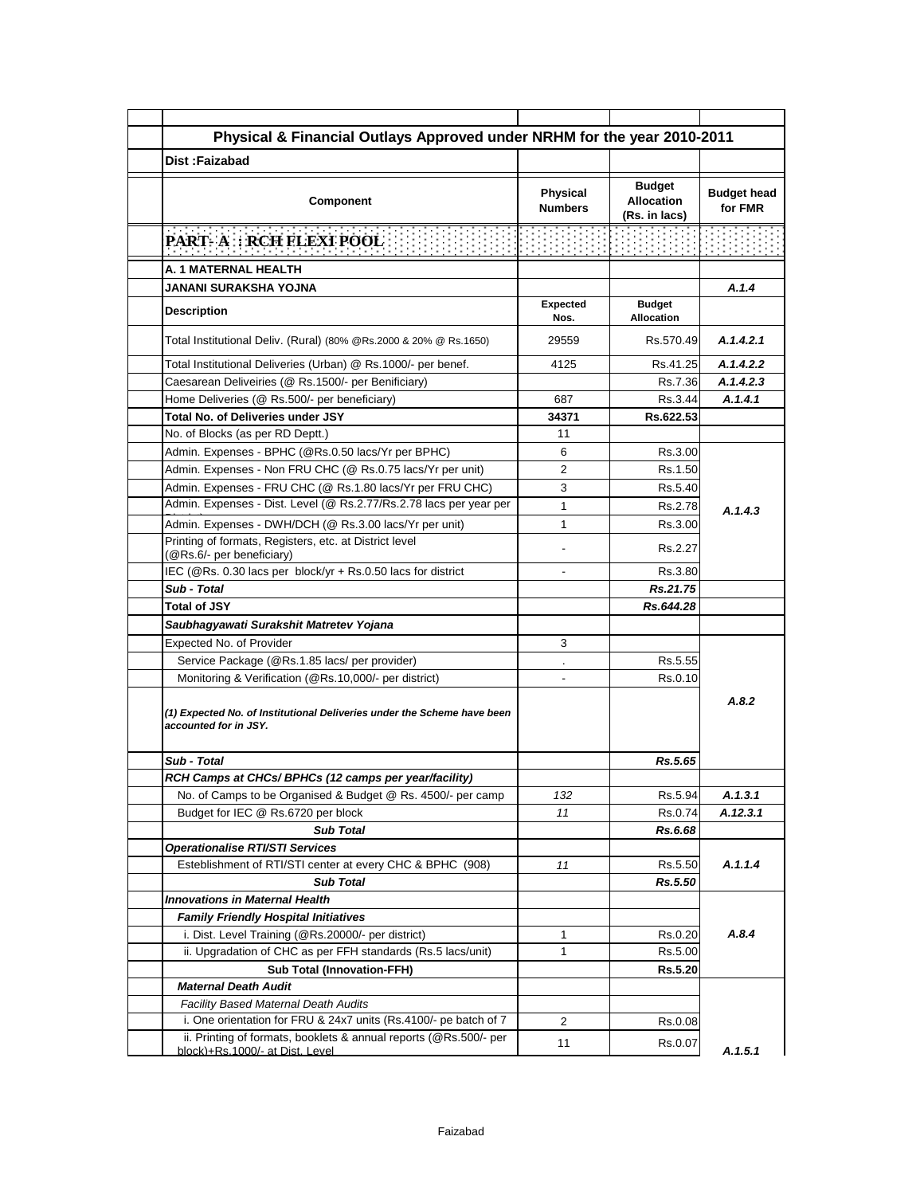## Physical & Financial Outlays Approved under NRHM for the year 2010-2011

**Dist :Faizabad**

| Component | Physical Numbers | Budget Allocation (Rs. in lacs) | Budget head for FMR |
|---|---|---|---|
| **PART- A : RCH FLEXI POOL** | | | |
| **A. 1 MATERNAL HEALTH** | | | |
| **JANANI SURAKSHA YOJNA** | | | *A.1.4* |
| **Description** | **Expected Nos.** | **Budget Allocation** | |
| Total Institutional Deliv. (Rural) (80% @Rs.2000 & 20% @ Rs.1650) | 29559 | Rs.570.49 | *A.1.4.2.1* |
| Total Institutional Deliveries (Urban) @ Rs.1000/- per benef. | 4125 | Rs.41.25 | *A.1.4.2.2* |
| Caesarean Deliveiries (@ Rs.1500/- per Benificiary) | | Rs.7.36 | *A.1.4.2.3* |
| Home Deliveries (@ Rs.500/- per beneficiary) | 687 | Rs.3.44 | *A.1.4.1* |
| **Total No. of Deliveries under JSY** | **34371** | **Rs.622.53** | |
| No. of Blocks (as per RD Deptt.) | 11 | | |
| Admin. Expenses - BPHC (@Rs.0.50 lacs/Yr per BPHC) | 6 | Rs.3.00 | *A.1.4.3* |
| Admin. Expenses - Non FRU CHC (@ Rs.0.75 lacs/Yr per unit) | 2 | Rs.1.50 | |
| Admin. Expenses - FRU CHC (@ Rs.1.80 lacs/Yr per FRU CHC) | 3 | Rs.5.40 | |
| Admin. Expenses - Dist. Level (@ Rs.2.77/Rs.2.78 lacs per year per District) | 1 | Rs.2.78 | |
| Admin. Expenses - DWH/DCH (@ Rs.3.00 lacs/Yr per unit) | 1 | Rs.3.00 | |
| Printing of formats, Registers, etc. at District level (@Rs.6/- per beneficiary) | - | Rs.2.27 | |
| IEC (@Rs. 0.30 lacs per block/yr + Rs.0.50 lacs for district | - | Rs.3.80 | |
| ***Sub - Total*** | | ***Rs.21.75*** | |
| **Total of JSY** | | ***Rs.644.28*** | |
| ***Saubhagyawati Surakshit Matretev Yojana*** | | | |
| Expected No. of Provider | 3 | | *A.8.2* |
| Service Package (@Rs.1.85 lacs/ per provider) | . | Rs.5.55 | |
| Monitoring & Verification (@Rs.10,000/- per district) | - | Rs.0.10 | |
| ***(1) Expected No. of Institutional Deliveries under the Scheme have been accounted for in JSY.*** | | | |
| ***Sub - Total*** | | ***Rs.5.65*** | |
| ***RCH Camps at CHCs/ BPHCs (12 camps per year/facility)*** | | | |
| No. of Camps to be Organised & Budget @ Rs. 4500/- per camp | *132* | Rs.5.94 | *A.1.3.1* |
| Budget for IEC @ Rs.6720 per block | *11* | Rs.0.74 | *A.12.3.1* |
| ***Sub Total*** | | ***Rs.6.68*** | |
| ***Operationalise RTI/STI Services*** | | | |
| Esteblishment of RTI/STI center at every CHC & BPHC (908) | *11* | Rs.5.50 | *A.1.1.4* |
| ***Sub Total*** | | ***Rs.5.50*** | |
| ***Innovations in Maternal Health*** | | | *A.8.4* |
| ***Family Friendly Hospital Initiatives*** | | | |
| i. Dist. Level Training (@Rs.20000/- per district) | 1 | Rs.0.20 | |
| ii. Upgradation of CHC as per FFH standards (Rs.5 lacs/unit) | 1 | Rs.5.00 | |
| **Sub Total (Innovation-FFH)** | | **Rs.5.20** | |
| ***Maternal Death Audit*** | | | *A.1.5.1* |
| *Facility Based Maternal Death Audits* | | | |
| i. One orientation for FRU & 24x7 units (Rs.4100/- pe batch of 7 | 2 | Rs.0.08 | |
| ii. Printing of formats, booklets & annual reports (@Rs.500/- per block)+Rs.1000/- at Dist. Level | 11 | Rs.0.07 | |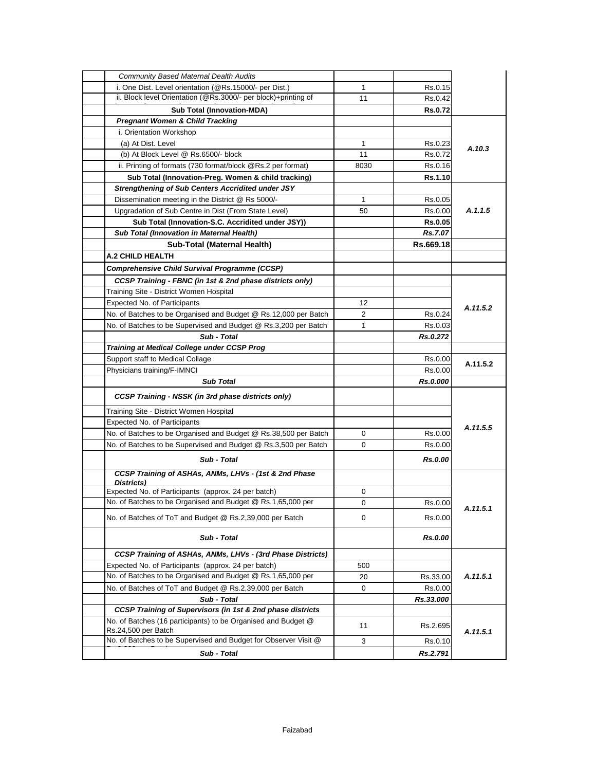| | Particulars | Quantity | Amount | Code |
|---|---|---|---|---|
| | *Community Based Maternal Dealth Audits* | | | |
| | i. One Dist. Level orientation (@Rs.15000/- per Dist.) | 1 | Rs.0.15 | |
| | ii. Block level Orientation (@Rs.3000/- per block)+printing of | 11 | Rs.0.42 | |
| | **Sub Total (Innovation-MDA)** | | **Rs.0.72** | |
| | ***Pregnant Women & Child Tracking*** | | | |
| | i. Orientation Workshop | | | |
| | (a) At Dist. Level | 1 | Rs.0.23 | ***A.10.3*** |
| | (b) At Block Level @ Rs.6500/- block | 11 | Rs.0.72 | |
| | ii. Printing of formats (730 format/block @Rs.2 per format) | 8030 | Rs.0.16 | |
| | **Sub Total (Innovation-Preg. Women & child tracking)** | | **Rs.1.10** | |
| | ***Strengthening of Sub Centers Accridited under JSY*** | | | |
| | Dissemination meeting in the District @ Rs 5000/- | 1 | Rs.0.05 | |
| | Upgradation of Sub Centre in Dist (From State Level) | 50 | Rs.0.00 | ***A.1.1.5*** |
| | **Sub Total (Innovation-S.C. Accridited under JSY))** | | **Rs.0.05** | |
| | ***Sub Total (Innovation in Maternal Health)*** | | ***Rs.7.07*** | |
| | **Sub-Total (Maternal Health)** | | **Rs.669.18** | |
| | **A.2 CHILD HEALTH** | | | |
| | ***Comprehensive Child Survival Programme (CCSP)*** | | | |
| | ***CCSP Training - FBNC (in 1st & 2nd phase districts only)*** | | | |
| | Training Site - District Women Hospital | | | |
| | Expected No. of Participants | 12 | | ***A.11.5.2*** |
| | No. of Batches to be Organised and Budget @ Rs.12,000 per Batch | 2 | Rs.0.24 | |
| | No. of Batches to be Supervised and Budget @ Rs.3,200 per Batch | 1 | Rs.0.03 | |
| | ***Sub - Total*** | | ***Rs.0.272*** | |
| | ***Training at Medical College under CCSP Prog*** | | | |
| | Support staff to Medical Collage | | Rs.0.00 | **A.11.5.2** |
| | Physicians training/F-IMNCI | | Rs.0.00 | |
| | ***Sub Total*** | | ***Rs.0.000*** | |
| | ***CCSP Training - NSSK (in 3rd phase districts only)*** | | | |
| | Training Site - District Women Hospital | | | |
| | Expected No. of Participants | | | ***A.11.5.5*** |
| | No. of Batches to be Organised and Budget @ Rs.38,500 per Batch | 0 | Rs.0.00 | |
| | No. of Batches to be Supervised and Budget @ Rs.3,500 per Batch | 0 | Rs.0.00 | |
| | ***Sub - Total*** | | ***Rs.0.00*** | |
| | ***CCSP Training of ASHAs, ANMs, LHVs - (1st & 2nd Phase Districts)*** | | | |
| | Expected No. of Participants (approx. 24 per batch) | 0 | | |
| | No. of Batches to be Organised and Budget @ Rs.1,65,000 per | 0 | Rs.0.00 | ***A.11.5.1*** |
| | No. of Batches of ToT and Budget @ Rs.2,39,000 per Batch | 0 | Rs.0.00 | |
| | ***Sub - Total*** | | ***Rs.0.00*** | |
| | ***CCSP Training of ASHAs, ANMs, LHVs - (3rd Phase Districts)*** | | | |
| | Expected No. of Participants (approx. 24 per batch) | 500 | | |
| | No. of Batches to be Organised and Budget @ Rs.1,65,000 per | 20 | Rs.33.00 | ***A.11.5.1*** |
| | No. of Batches of ToT and Budget @ Rs.2,39,000 per Batch | 0 | Rs.0.00 | |
| | ***Sub - Total*** | | ***Rs.33.000*** | |
| | ***CCSP Training of Supervisors (in 1st & 2nd phase districts*** | | | |
| | No. of Batches (16 participants) to be Organised and Budget @ Rs.24,500 per Batch | 11 | Rs.2.695 | ***A.11.5.1*** |
| | No. of Batches to be Supervised and Budget for Observer Visit @ | 3 | Rs.0.10 | |
| | ***Sub - Total*** | | ***Rs.2.791*** | |

Faizabad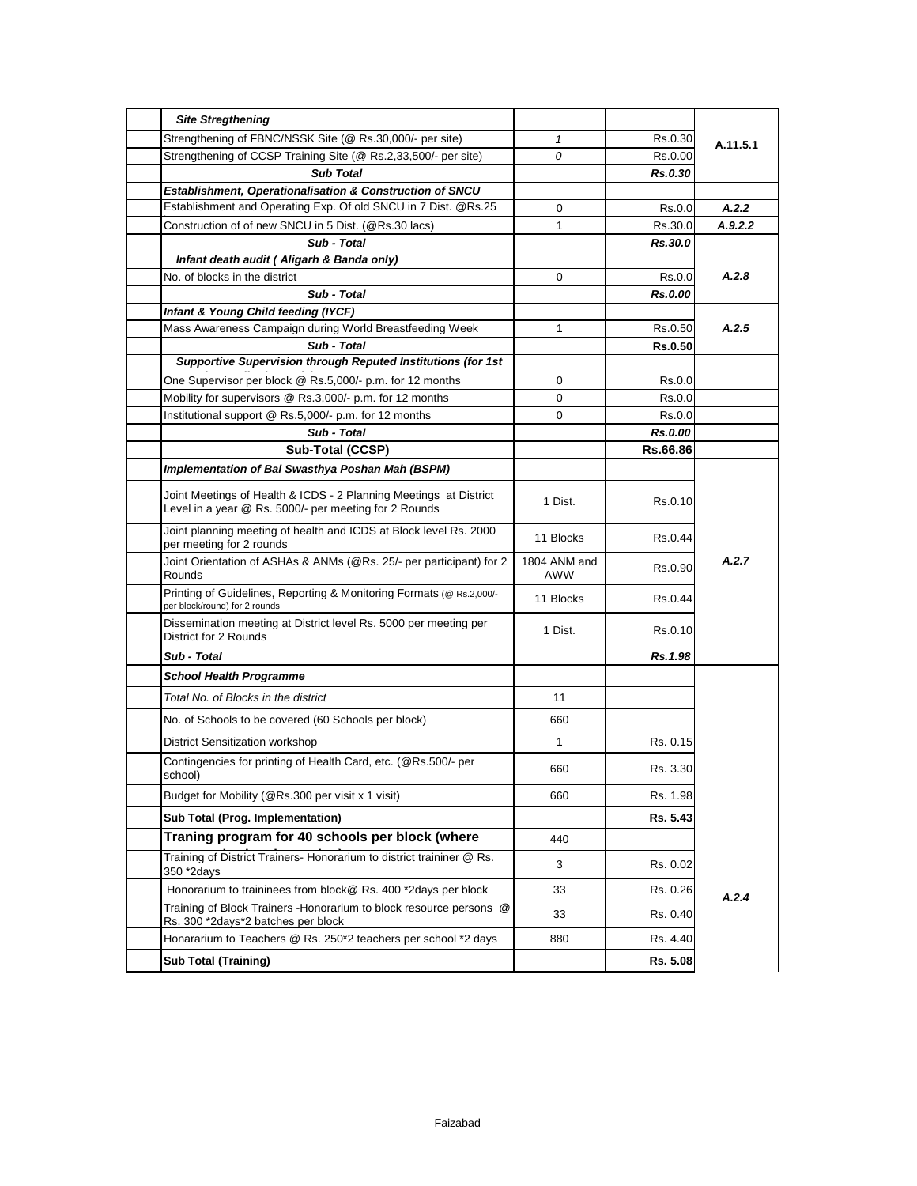| | Activity | Quantity | Amount | Code |
|---|---|---|---|---|
| | ***Site Stregthening*** | | | |
| | Strengthening of FBNC/NSSK Site (@ Rs.30,000/- per site) | *1* | Rs.0.30 | A.11.5.1 |
| | Strengthening of CCSP Training Site (@ Rs.2,33,500/- per site) | *0* | Rs.0.00 | |
| | ***Sub Total*** | | ***Rs.0.30*** | |
| | ***Establishment, Operationalisation & Construction of SNCU*** | | | |
| | Establishment and Operating Exp. Of old SNCU in 7 Dist. @Rs.25 | 0 | Rs.0.0 | ***A.2.2*** |
| | Construction of of new SNCU in 5 Dist. (@Rs.30 lacs) | 1 | Rs.30.0 | ***A.9.2.2*** |
| | ***Sub - Total*** | | ***Rs.30.0*** | |
| | ***Infant death audit ( Aligarh & Banda only)*** | | | |
| | No. of blocks in the district | 0 | Rs.0.0 | ***A.2.8*** |
| | ***Sub - Total*** | | ***Rs.0.00*** | |
| | ***Infant & Young Child feeding (IYCF)*** | | | |
| | Mass Awareness Campaign during World Breastfeeding Week | 1 | Rs.0.50 | ***A.2.5*** |
| | ***Sub - Total*** | | **Rs.0.50** | |
| | ***Supportive Supervision through Reputed Institutions (for 1st*** | | | |
| | One Supervisor per block @ Rs.5,000/- p.m. for 12 months | 0 | Rs.0.0 | |
| | Mobility for supervisors @ Rs.3,000/- p.m. for 12 months | 0 | Rs.0.0 | |
| | Institutional support @ Rs.5,000/- p.m. for 12 months | 0 | Rs.0.0 | |
| | ***Sub - Total*** | | ***Rs.0.00*** | |
| | **Sub-Total (CCSP)** | | **Rs.66.86** | |
| | ***Implementation of Bal Swasthya Poshan Mah (BSPM)*** | | | |
| | Joint Meetings of Health & ICDS - 2 Planning Meetings at District Level in a year @ Rs. 5000/- per meeting for 2 Rounds | 1 Dist. | Rs.0.10 | ***A.2.7*** |
| | Joint planning meeting of health and ICDS at Block level Rs. 2000 per meeting for 2 rounds | 11 Blocks | Rs.0.44 | |
| | Joint Orientation of ASHAs & ANMs (@Rs. 25/- per participant) for 2 Rounds | 1804 ANM and AWW | Rs.0.90 | |
| | Printing of Guidelines, Reporting & Monitoring Formats (@ Rs.2,000/- per block/round) for 2 rounds | 11 Blocks | Rs.0.44 | |
| | Dissemination meeting at District level Rs. 5000 per meeting per District for 2 Rounds | 1 Dist. | Rs.0.10 | |
| | ***Sub - Total*** | | ***Rs.1.98*** | |
| | ***School Health Programme*** | | | ***A.2.4*** |
| | *Total No. of Blocks in the district* | 11 | | |
| | No. of Schools to be covered (60 Schools per block) | 660 | | |
| | District Sensitization workshop | 1 | Rs. 0.15 | |
| | Contingencies for printing of Health Card, etc. (@Rs.500/- per school) | 660 | Rs. 3.30 | |
| | Budget for Mobility (@Rs.300 per visit x 1 visit) | 660 | Rs. 1.98 | |
| | **Sub Total (Prog. Implementation)** | | **Rs. 5.43** | |
| | **Traning program for 40 schools per block (where** | 440 | | |
| | Training of District Trainers- Honorarium to district traininer @ Rs. 350 *2days | 3 | Rs. 0.02 | |
| | Honorarium to traininees from block@ Rs. 400 *2days per block | 33 | Rs. 0.26 | |
| | Training of Block Trainers -Honorarium to block resource persons @ Rs. 300 *2days*2 batches per block | 33 | Rs. 0.40 | |
| | Honorarium to Teachers @ Rs. 250*2 teachers per school *2 days | 880 | Rs. 4.40 | |
| | **Sub Total (Training)** | | **Rs. 5.08** | |

Faizabad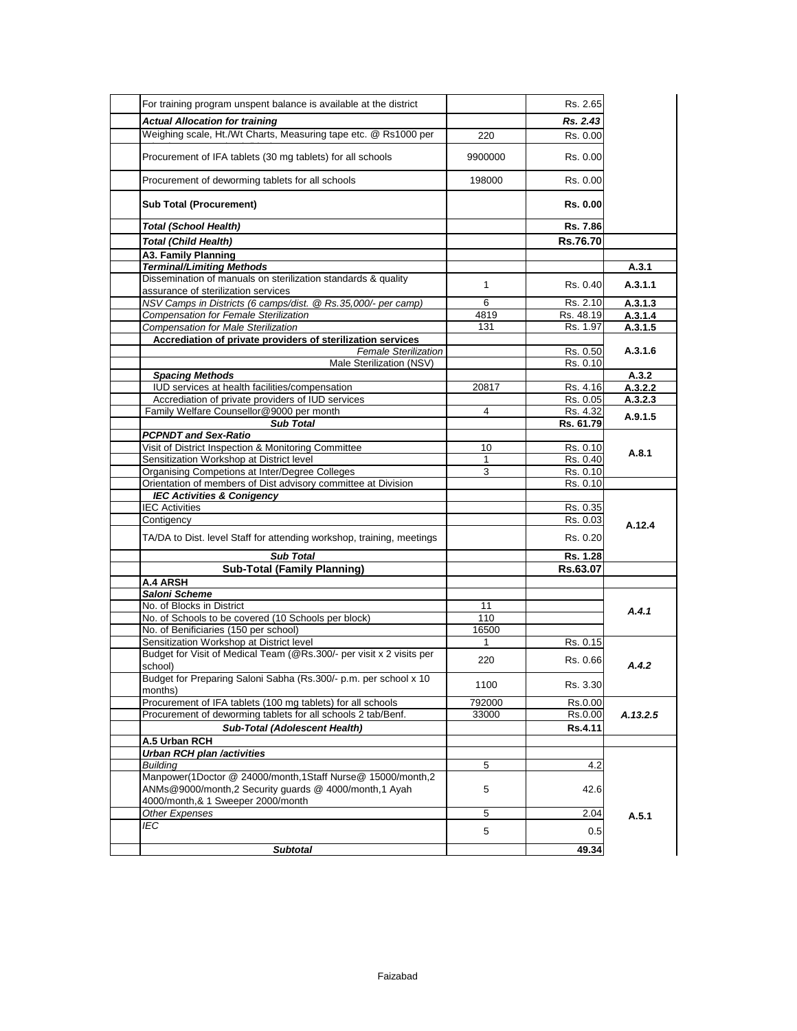| | | | | |
|---|---|---|---|---|
| | For training program unspent balance is available at the district | | Rs. 2.65 | |
| | ***Actual Allocation for training*** | | ***Rs. 2.43*** | |
| | Weighing scale, Ht./Wt Charts, Measuring tape etc. @ Rs1000 per | 220 | Rs. 0.00 | |
| | Procurement of IFA tablets (30 mg tablets) for all schools | 9900000 | Rs. 0.00 | |
| | Procurement of deworming tablets for all schools | 198000 | Rs. 0.00 | |
| | **Sub Total (Procurement)** | | **Rs. 0.00** | |
| | ***Total (School Health)*** | | **Rs. 7.86** | |
| | ***Total (Child Health)*** | | **Rs.76.70** | |
| | **A3. Family Planning** | | | |
| | ***Terminal/Limiting Methods*** | | | **A.3.1** |
| | Dissemination of manuals on sterilization standards & quality assurance of sterilization services | 1 | Rs. 0.40 | **A.3.1.1** |
| | *NSV Camps in Districts (6 camps/dist. @ Rs.35,000/- per camp)* | 6 | Rs. 2.10 | **A.3.1.3** |
| | *Compensation for Female Sterilization* | 4819 | Rs. 48.19 | **A.3.1.4** |
| | *Compensation for Male Sterilization* | 131 | Rs. 1.97 | **A.3.1.5** |
| | **Accrediation of private providers of sterilization services** | | | |
| | *Female Sterilization* | | Rs. 0.50 | **A.3.1.6** |
| | Male Sterilization (NSV) | | Rs. 0.10 | |
| | ***Spacing Methods*** | | | **A.3.2** |
| | IUD services at health facilities/compensation | 20817 | Rs. 4.16 | **A.3.2.2** |
| | Accrediation of private providers of IUD services | | Rs. 0.05 | **A.3.2.3** |
| | Family Welfare Counsellor@9000 per month | 4 | Rs. 4.32 | **A.9.1.5** |
| | ***Sub Total*** | | **Rs. 61.79** | |
| | ***PCPNDT and Sex-Ratio*** | | | |
| | Visit of District Inspection & Monitoring Committee | 10 | Rs. 0.10 | **A.8.1** |
| | Sensitization Workshop at District level | 1 | Rs. 0.40 | |
| | Organising Competions at Inter/Degree Colleges | 3 | Rs. 0.10 | |
| | Orientation of members of Dist advisory committee at Division | | Rs. 0.10 | |
| | ***IEC Activities & Conigency*** | | | |
| | IEC Activities | | Rs. 0.35 | **A.12.4** |
| | Contigency | | Rs. 0.03 | |
| | TA/DA to Dist. level Staff for attending workshop, training, meetings | | Rs. 0.20 | |
| | ***Sub Total*** | | **Rs. 1.28** | |
| | **Sub-Total (Family Planning)** | | **Rs.63.07** | |
| | **A.4 ARSH** | | | |
| | ***Saloni Scheme*** | | | |
| | No. of Blocks in District | 11 | | ***A.4.1*** |
| | No. of Schools to be covered (10 Schools per block) | 110 | | |
| | No. of Benificiaries (150 per school) | 16500 | | |
| | Sensitization Workshop at District level | 1 | Rs. 0.15 | ***A.4.2*** |
| | Budget for Visit of Medical Team (@Rs.300/- per visit x 2 visits per school) | 220 | Rs. 0.66 | |
| | Budget for Preparing Saloni Sabha (Rs.300/- p.m. per school x 10 months) | 1100 | Rs. 3.30 | |
| | Procurement of IFA tablets (100 mg tablets) for all schools | 792000 | Rs.0.00 | ***A.13.2.5*** |
| | Procurement of deworming tablets for all schools 2 tab/Benf. | 33000 | Rs.0.00 | |
| | ***Sub-Total (Adolescent Health)*** | | **Rs.4.11** | |
| | **A.5 Urban RCH** | | | |
| | ***Urban RCH plan /activities*** | | | |
| | *Building* | 5 | 4.2 | **A.5.1** |
| | Manpower(1Doctor @ 24000/month,1Staff Nurse@ 15000/month,2 ANMs@9000/month,2 Security guards @ 4000/month,1 Ayah 4000/month,& 1 Sweeper 2000/month | 5 | 42.6 | |
| | *Other Expenses* | 5 | 2.04 | |
| | *IEC* | 5 | 0.5 | |
| | ***Subtotal*** | | **49.34** | |

Faizabad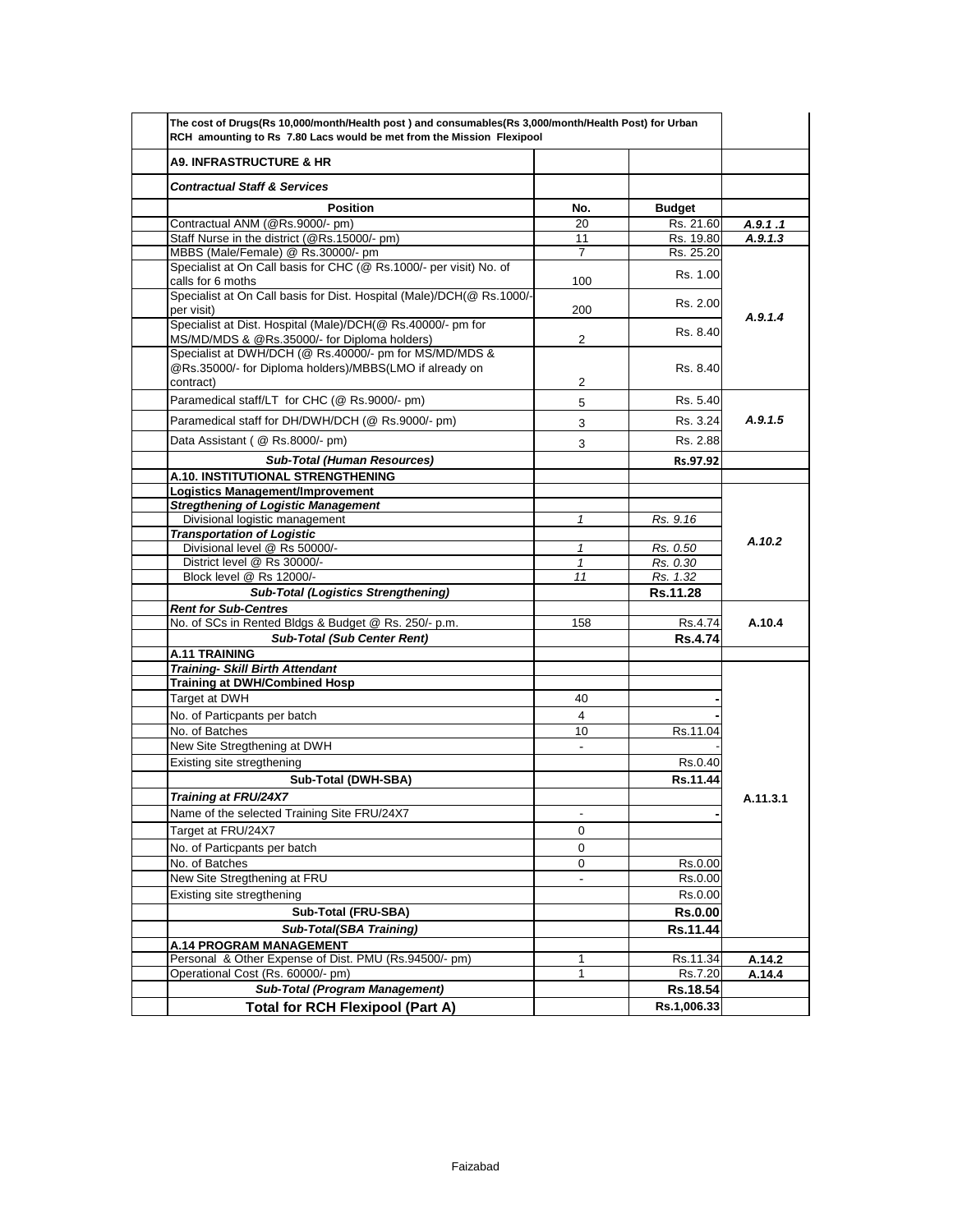**The cost of Drugs(Rs 10,000/month/Health post ) and consumables(Rs 3,000/month/Health Post) for Urban RCH amounting to Rs 7.80 Lacs would be met from the Mission Flexipool**

| | | | |
|---|---|---|---|
| **A9. INFRASTRUCTURE & HR** | | | |
| ***Contractual Staff & Services*** | | | |
| **Position** | **No.** | **Budget** | |
| Contractual ANM (@Rs.9000/- pm) | 20 | Rs. 21.60 | *A.9.1 .1* |
| Staff Nurse in the district (@Rs.15000/- pm) | 11 | Rs. 19.80 | *A.9.1.3* |
| MBBS (Male/Female) @ Rs.30000/- pm | 7 | Rs. 25.20 | *A.9.1.4* |
| Specialist at On Call basis for CHC (@ Rs.1000/- per visit) No. of calls for 6 moths | 100 | Rs. 1.00 | |
| Specialist at On Call basis for Dist. Hospital (Male)/DCH(@ Rs.1000/- per visit) | 200 | Rs. 2.00 | |
| Specialist at Dist. Hospital (Male)/DCH(@ Rs.40000/- pm for MS/MD/MDS & @Rs.35000/- for Diploma holders) | 2 | Rs. 8.40 | |
| Specialist at DWH/DCH (@ Rs.40000/- pm for MS/MD/MDS & @Rs.35000/- for Diploma holders)/MBBS(LMO if already on contract) | 2 | Rs. 8.40 | |
| Paramedical staff/LT for CHC (@ Rs.9000/- pm) | 5 | Rs. 5.40 | *A.9.1.5* |
| Paramedical staff for DH/DWH/DCH (@ Rs.9000/- pm) | 3 | Rs. 3.24 | |
| Data Assistant ( @ Rs.8000/- pm) | 3 | Rs. 2.88 | |
| ***Sub-Total (Human Resources)*** | | **Rs.97.92** | |
| **A.10. INSTITUTIONAL STRENGTHENING** | | | |
| **Logistics Management/Improvement** | | | |
| ***Stregthening of Logistic Management*** | | | *A.10.2* |
| *Divisional logistic management* | *1* | *Rs. 9.16* | |
| ***Transportation of Logistic*** | | | |
| *Divisional level @ Rs 50000/-* | *1* | *Rs. 0.50* | |
| *District level @ Rs 30000/-* | *1* | *Rs. 0.30* | |
| *Block level @ Rs 12000/-* | *11* | *Rs. 1.32* | |
| ***Sub-Total (Logistics Strengthening)*** | | **Rs.11.28** | |
| ***Rent for Sub-Centres*** | | | |
| No. of SCs in Rented Bldgs & Budget @ Rs. 250/- p.m. | 158 | Rs.4.74 | **A.10.4** |
| ***Sub-Total (Sub Center Rent)*** | | **Rs.4.74** | |
| **A.11 TRAINING** | | | |
| ***Training- Skill Birth Attendant*** | | | **A.11.3.1** |
| **Training at DWH/Combined Hosp** | | | |
| Target at DWH | 40 | - | |
| No. of Particpants per batch | 4 | - | |
| No. of Batches | 10 | Rs.11.04 | |
| New Site Stregthening at DWH | - | - | |
| Existing site stregthening | | Rs.0.40 | |
| **Sub-Total (DWH-SBA)** | | **Rs.11.44** | |
| ***Training at FRU/24X7*** | | | |
| Name of the selected Training Site FRU/24X7 | - | - | |
| Target at FRU/24X7 | 0 | | |
| No. of Particpants per batch | 0 | | |
| No. of Batches | 0 | Rs.0.00 | |
| New Site Stregthening at FRU | - | Rs.0.00 | |
| Existing site stregthening | | Rs.0.00 | |
| **Sub-Total (FRU-SBA)** | | **Rs.0.00** | |
| ***Sub-Total(SBA Training)*** | | **Rs.11.44** | |
| **A.14 PROGRAM MANAGEMENT** | | | |
| Personal & Other Expense of Dist. PMU (Rs.94500/- pm) | 1 | Rs.11.34 | **A.14.2** |
| Operational Cost (Rs. 60000/- pm) | 1 | Rs.7.20 | **A.14.4** |
| ***Sub-Total (Program Management)*** | | **Rs.18.54** | |
| **Total for RCH Flexipool (Part A)** | | **Rs.1,006.33** | |

Faizabad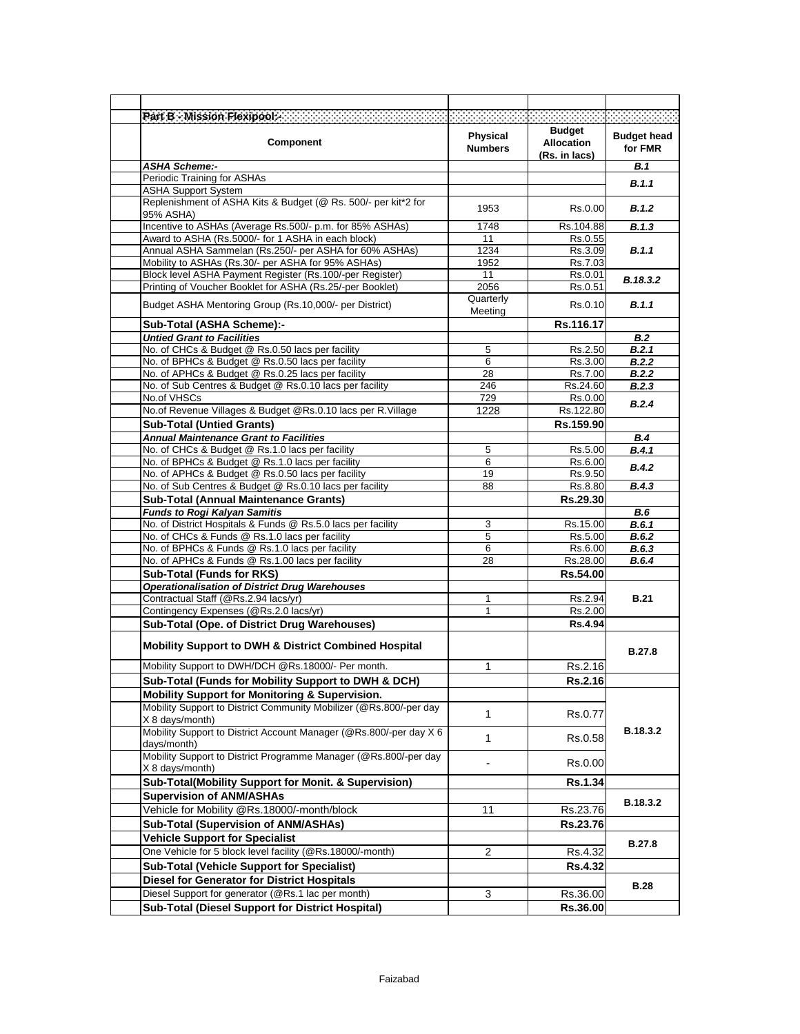| Part B - Mission Flexipool:- | | | |
|---|---|---|---|
| **Component** | **Physical Numbers** | **Budget Allocation (Rs. in lacs)** | **Budget head for FMR** |
| ***ASHA Scheme:-*** | | | ***B.1*** |
| Periodic Training for ASHAs | | | ***B.1.1*** |
| ASHA Support System | | | |
| Replenishment of ASHA Kits & Budget (@ Rs. 500/- per kit*2 for 95% ASHA) | 1953 | Rs.0.00 | ***B.1.2*** |
| Incentive to ASHAs (Average Rs.500/- p.m. for 85% ASHAs) | 1748 | Rs.104.88 | ***B.1.3*** |
| Award to ASHA (Rs.5000/- for 1 ASHA in each block) | 11 | Rs.0.55 | ***B.1.1*** |
| Annual ASHA Sammelan (Rs.250/- per ASHA for 60% ASHAs) | 1234 | Rs.3.09 | |
| Mobility to ASHAs (Rs.30/- per ASHA for 95% ASHAs) | 1952 | Rs.7.03 | |
| Block level ASHA Payment Register (Rs.100/-per Register) | 11 | Rs.0.01 | ***B.18.3.2*** |
| Printing of Voucher Booklet for ASHA (Rs.25/-per Booklet) | 2056 | Rs.0.51 | |
| Budget ASHA Mentoring Group (Rs.10,000/- per District) | Quarterly Meeting | Rs.0.10 | ***B.1.1*** |
| **Sub-Total (ASHA Scheme):-** | | **Rs.116.17** | |
| ***Untied Grant to Facilities*** | | | ***B.2*** |
| No. of CHCs & Budget @ Rs.0.50 lacs per facility | 5 | Rs.2.50 | ***B.2.1*** |
| No. of BPHCs & Budget @ Rs.0.50 lacs per facility | 6 | Rs.3.00 | ***B.2.2*** |
| No. of APHCs & Budget @ Rs.0.25 lacs per facility | 28 | Rs.7.00 | ***B.2.2*** |
| No. of Sub Centres & Budget @ Rs.0.10 lacs per facility | 246 | Rs.24.60 | ***B.2.3*** |
| No.of VHSCs | 729 | Rs.0.00 | ***B.2.4*** |
| No.of Revenue Villages & Budget @Rs.0.10 lacs per R.Village | 1228 | Rs.122.80 | |
| **Sub-Total (Untied Grants)** | | **Rs.159.90** | |
| ***Annual Maintenance Grant to Facilities*** | | | ***B.4*** |
| No. of CHCs & Budget @ Rs.1.0 lacs per facility | 5 | Rs.5.00 | ***B.4.1*** |
| No. of BPHCs & Budget @ Rs.1.0 lacs per facility | 6 | Rs.6.00 | ***B.4.2*** |
| No. of APHCs & Budget @ Rs.0.50 lacs per facility | 19 | Rs.9.50 | |
| No. of Sub Centres & Budget @ Rs.0.10 lacs per facility | 88 | Rs.8.80 | ***B.4.3*** |
| **Sub-Total (Annual Maintenance Grants)** | | **Rs.29.30** | |
| ***Funds to Rogi Kalyan Samitis*** | | | ***B.6*** |
| No. of District Hospitals & Funds @ Rs.5.0 lacs per facility | 3 | Rs.15.00 | ***B.6.1*** |
| No. of CHCs & Funds @ Rs.1.0 lacs per facility | 5 | Rs.5.00 | ***B.6.2*** |
| No. of BPHCs & Funds @ Rs.1.0 lacs per facility | 6 | Rs.6.00 | ***B.6.3*** |
| No. of APHCs & Funds @ Rs.1.00 lacs per facility | 28 | Rs.28.00 | ***B.6.4*** |
| **Sub-Total (Funds for RKS)** | | **Rs.54.00** | |
| ***Operationalisation of District Drug Warehouses*** | | | |
| Contractual Staff (@Rs.2.94 lacs/yr) | 1 | Rs.2.94 | **B.21** |
| Contingency Expenses (@Rs.2.0 lacs/yr) | 1 | Rs.2.00 | |
| **Sub-Total (Ope. of District Drug Warehouses)** | | **Rs.4.94** | |
| **Mobility Support to DWH & District Combined Hospital** | | | **B.27.8** |
| Mobility Support to DWH/DCH @Rs.18000/- Per month. | 1 | Rs.2.16 | |
| **Sub-Total (Funds for Mobility Support to DWH & DCH)** | | **Rs.2.16** | |
| **Mobility Support for Monitoring & Supervision.** | | | **B.18.3.2** |
| Mobility Support to District Community Mobilizer (@Rs.800/-per day X 8 days/month) | 1 | Rs.0.77 | |
| Mobility Support to District Account Manager (@Rs.800/-per day X 6 days/month) | 1 | Rs.0.58 | |
| Mobility Support to District Programme Manager (@Rs.800/-per day X 8 days/month) | - | Rs.0.00 | |
| **Sub-Total(Mobility Support for Monit. & Supervision)** | | **Rs.1.34** | |
| **Supervision of ANM/ASHAs** | | | **B.18.3.2** |
| Vehicle for Mobility @Rs.18000/-month/block | 11 | Rs.23.76 | |
| **Sub-Total (Supervision of ANM/ASHAs)** | | **Rs.23.76** | |
| **Vehicle Support for Specialist** | | | **B.27.8** |
| One Vehicle for 5 block level facility (@Rs.18000/-month) | 2 | Rs.4.32 | |
| **Sub-Total (Vehicle Support for Specialist)** | | **Rs.4.32** | |
| **Diesel for Generator for District Hospitals** | | | **B.28** |
| Diesel Support for generator (@Rs.1 lac per month) | 3 | Rs.36.00 | |
| **Sub-Total (Diesel Support for District Hospital)** | | **Rs.36.00** | |

Faizabad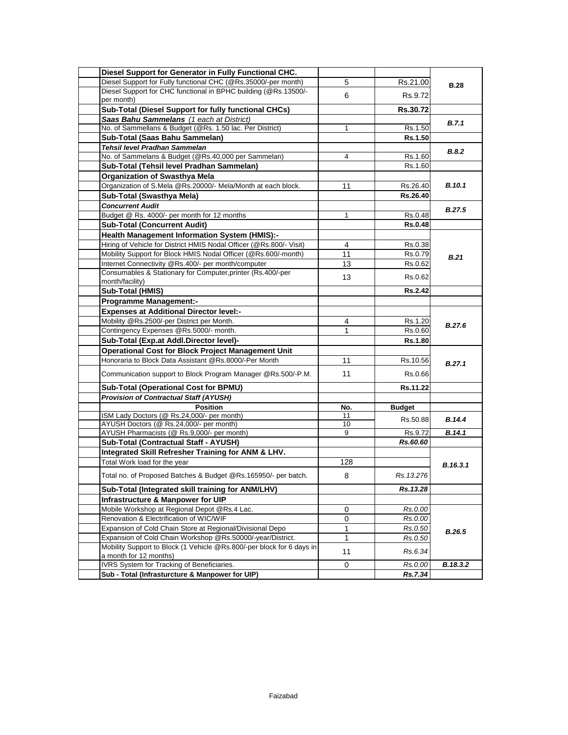| Item | No. | Budget | Code |
|---|---|---|---|
| **Diesel Support for Generator in Fully Functional CHC.** | | | |
| Diesel Support for Fully functional CHC (@Rs.35000/-per month) | 5 | Rs.21.00 | **B.28** |
| Diesel Support for CHC functional in BPHC building (@Rs.13500/-per month) | 6 | Rs.9.72 | |
| **Sub-Total (Diesel Support for fully functional CHCs)** | | **Rs.30.72** | |
| ***Saas Bahu Sammelans*** *(1 each at District)* | | | ***B.7.1*** |
| No. of Sammellans & Budget (@Rs. 1.50 lac. Per District) | 1 | Rs.1.50 | |
| **Sub-Total (Saas Bahu Sammelan)** | | **Rs.1.50** | |
| ***Tehsil level Pradhan Sammelan*** | | | ***B.8.2*** |
| No. of Sammelans & Budget (@Rs.40,000 per Sammelan) | 4 | Rs.1.60 | |
| **Sub-Total (Tehsil level Pradhan Sammelan)** | | Rs.1.60 | |
| **Organization of Swasthya Mela** | | | |
| Organization of S.Mela @Rs.20000/- Mela/Month at each block. | 11 | Rs.26.40 | ***B.10.1*** |
| **Sub-Total (Swasthya Mela)** | | **Rs.26.40** | |
| ***Concurrent Audit*** | | | ***B.27.5*** |
| Budget @ Rs. 4000/- per month for 12 months | 1 | Rs.0.48 | |
| **Sub-Total (Concurrent Audit)** | | **Rs.0.48** | |
| **Health Management Information System (HMIS):-** | | | |
| Hiring of Vehicle for District HMIS Nodal Officer (@Rs.800/- Visit) | 4 | Rs.0.38 | ***B.21*** |
| Mobility Support for Block HMIS Nodal Officer (@Rs.600/-month) | 11 | Rs.0.79 | |
| Internet Connectivity @Rs.400/- per month/computer | 13 | Rs.0.62 | |
| Consumables & Stationary for Computer,printer (Rs.400/-per month/facility) | 13 | Rs.0.62 | |
| **Sub-Total (HMIS)** | | **Rs.2.42** | |
| **Programme Management:-** | | | |
| **Expenses at Additional Director level:-** | | | |
| Mobility @Rs.2500/-per District per Month. | 4 | Rs.1.20 | ***B.27.6*** |
| Contingency Expenses @Rs.5000/- month. | 1 | Rs.0.60 | |
| **Sub-Total (Exp.at Addl.Director level)-** | | **Rs.1.80** | |
| **Operational Cost for Block Project Management Unit** | | | |
| Honoraria to Block Data Assistant @Rs.8000/-Per Month | 11 | Rs.10.56 | ***B.27.1*** |
| Communication support to Block Program Manager @Rs.500/-P.M. | 11 | Rs.0.66 | |
| **Sub-Total (Operational Cost for BPMU)** | | **Rs.11.22** | |
| ***Provision of Contractual Staff (AYUSH)*** | | | |
| **Position** | **No.** | **Budget** | |
| ISM Lady Doctors (@ Rs.24,000/- per month) | 11 | Rs.50.88 | ***B.14.4*** |
| AYUSH Doctors (@ Rs.24,000/- per month) | 10 | | |
| AYUSH Pharmacists (@ Rs.9,000/- per month) | 9 | Rs.9.72 | ***B.14.1*** |
| **Sub-Total (Contractual Staff - AYUSH)** | | ***Rs.60.60*** | |
| **Integrated Skill Refresher Training for ANM & LHV.** | | | |
| Total Work load for the year | 128 | | ***B.16.3.1*** |
| Total no. of Proposed Batches & Budget @Rs.165950/- per batch. | 8 | *Rs.13.276* | |
| **Sub-Total (Integrated skill training for ANM/LHV)** | | ***Rs.13.28*** | |
| **Infrastructure & Manpower for UIP** | | | |
| Mobile Workshop at Regional Depot @Rs.4 Lac. | 0 | *Rs.0.00* | ***B.26.5*** |
| Renovation & Electrification of WIC/WIF | 0 | *Rs.0.00* | |
| Expansion of Cold Chain Store at Regional/Divisional Depo | 1 | *Rs.0.50* | |
| Expansion of Cold Chain Workshop @Rs.50000/-year/District. | 1 | *Rs.0.50* | |
| Mobility Support to Block (1 Vehicle @Rs.800/-per block for 6 days in a month for 12 months) | 11 | *Rs.6.34* | |
| IVRS System for Tracking of Beneficiaries. | 0 | *Rs.0.00* | ***B.18.3.2*** |
| **Sub - Total (Infrasturcture & Manpower for UIP)** | | ***Rs.7.34*** | |

Faizabad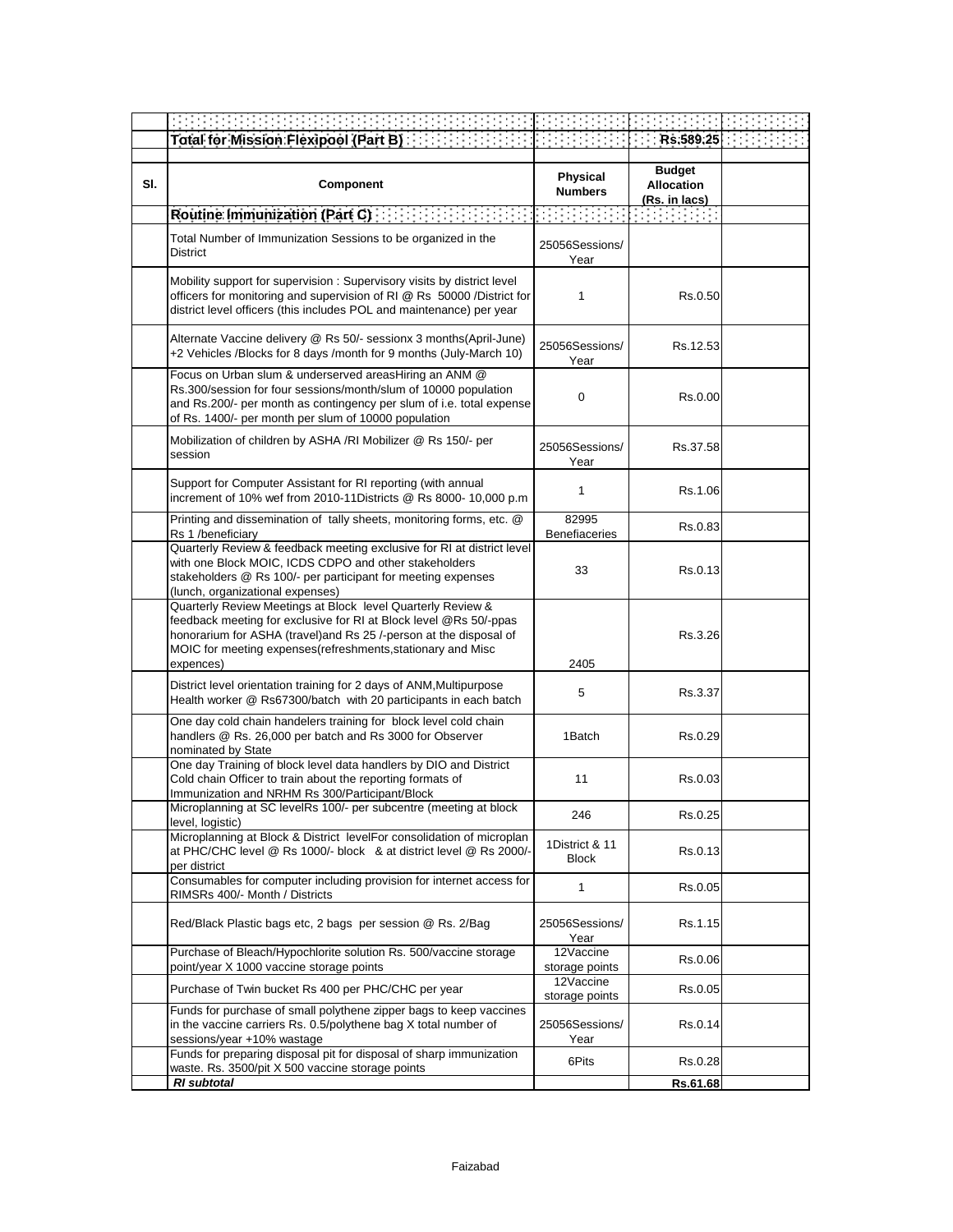| | | | | |
|---|---|---|---|---|
| | **Total for Mission Flexipool (Part B)** | | **Rs.589.25** | |

| Sl. | Component | Physical Numbers | Budget Allocation (Rs. in lacs) | |
|---|---|---|---|---|
| | **Routine Immunization (Part C)** | | | |
| | Total Number of Immunization Sessions to be organized in the District | 25056Sessions/ Year | | |
| | Mobility support for supervision : Supervisory visits by district level officers for monitoring and supervision of RI @ Rs 50000 /District for district level officers (this includes POL and maintenance) per year | 1 | Rs.0.50 | |
| | Alternate Vaccine delivery @ Rs 50/- sessionx 3 months(April-June) +2 Vehicles /Blocks for 8 days /month for 9 months (July-March 10) | 25056Sessions/ Year | Rs.12.53 | |
| | Focus on Urban slum & underserved areasHiring an ANM @ Rs.300/session for four sessions/month/slum of 10000 population and Rs.200/- per month as contingency per slum of i.e. total expense of Rs. 1400/- per month per slum of 10000 population | 0 | Rs.0.00 | |
| | Mobilization of children by ASHA /RI Mobilizer @ Rs 150/- per session | 25056Sessions/ Year | Rs.37.58 | |
| | Support for Computer Assistant for RI reporting (with annual increment of 10% wef from 2010-11Districts @ Rs 8000- 10,000 p.m | 1 | Rs.1.06 | |
| | Printing and dissemination of tally sheets, monitoring forms, etc. @ Rs 1 /beneficiary | 82995 Benefiaceries | Rs.0.83 | |
| | Quarterly Review & feedback meeting exclusive for RI at district level with one Block MOIC, ICDS CDPO and other stakeholders stakeholders @ Rs 100/- per participant for meeting expenses (lunch, organizational expenses) | 33 | Rs.0.13 | |
| | Quarterly Review Meetings at Block level Quarterly Review & feedback meeting for exclusive for RI at Block level @Rs 50/-ppas honorarium for ASHA (travel)and Rs 25 /-person at the disposal of MOIC for meeting expenses(refreshments,stationary and Misc expences) | 2405 | Rs.3.26 | |
| | District level orientation training for 2 days of ANM,Multipurpose Health worker @ Rs67300/batch with 20 participants in each batch | 5 | Rs.3.37 | |
| | One day cold chain handelers training for block level cold chain handlers @ Rs. 26,000 per batch and Rs 3000 for Observer nominated by State | 1Batch | Rs.0.29 | |
| | One day Training of block level data handlers by DIO and District Cold chain Officer to train about the reporting formats of Immunization and NRHM Rs 300/Participant/Block | 11 | Rs.0.03 | |
| | Microplanning at SC levelRs 100/- per subcentre (meeting at block level, logistic) | 246 | Rs.0.25 | |
| | Microplanning at Block & District levelFor consolidation of microplan at PHC/CHC level @ Rs 1000/- block & at district level @ Rs 2000/- per district | 1District & 11 Block | Rs.0.13 | |
| | Consumables for computer including provision for internet access for RIMSRs 400/- Month / Districts | 1 | Rs.0.05 | |
| | Red/Black Plastic bags etc, 2 bags per session @ Rs. 2/Bag | 25056Sessions/ Year | Rs.1.15 | |
| | Purchase of Bleach/Hypochlorite solution Rs. 500/vaccine storage point/year X 1000 vaccine storage points | 12Vaccine storage points | Rs.0.06 | |
| | Purchase of Twin bucket Rs 400 per PHC/CHC per year | 12Vaccine storage points | Rs.0.05 | |
| | Funds for purchase of small polythene zipper bags to keep vaccines in the vaccine carriers Rs. 0.5/polythene bag X total number of sessions/year +10% wastage | 25056Sessions/ Year | Rs.0.14 | |
| | Funds for preparing disposal pit for disposal of sharp immunization waste. Rs. 3500/pit X 500 vaccine storage points | 6Pits | Rs.0.28 | |
| | ***RI subtotal*** | | **Rs.61.68** | |

Faizabad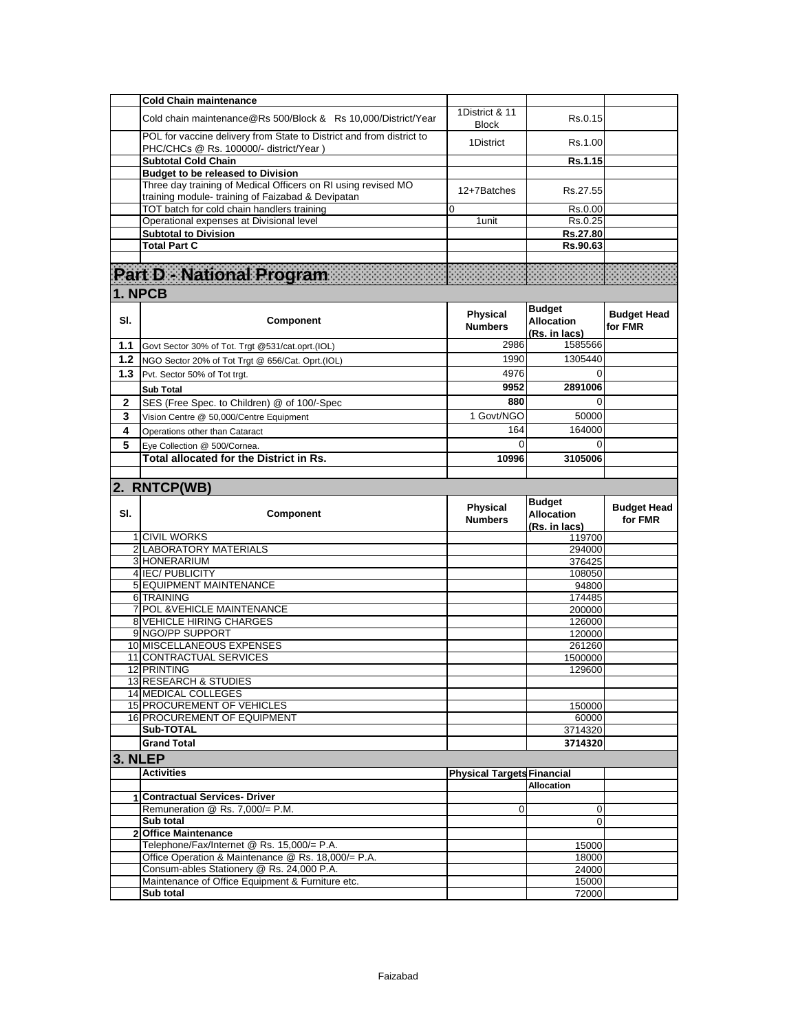| | Cold Chain maintenance | | | |
|---|---|---|---|---|
| | Cold chain maintenance@Rs 500/Block & Rs 10,000/District/Year | 1District & 11 Block | Rs.0.15 | |
| | POL for vaccine delivery from State to District and from district to PHC/CHCs @ Rs. 100000/- district/Year ) | 1District | Rs.1.00 | |
| | **Subtotal Cold Chain** | | **Rs.1.15** | |
| | **Budget to be released to Division** | | | |
| | Three day training of Medical Officers on RI using revised MO training module- training of Faizabad & Devipatan | 12+7Batches | Rs.27.55 | |
| | TOT batch for cold chain handlers training | 0 | Rs.0.00 | |
| | Operational expenses at Divisional level | 1unit | Rs.0.25 | |
| | **Subtotal to Division** | | **Rs.27.80** | |
| | **Total Part C** | | **Rs.90.63** | |

# Part D - National Program

## 1. NPCB

| Sl. | Component | Physical Numbers | Budget Allocation (Rs. in lacs) | Budget Head for FMR |
|---|---|---|---|---|
| **1.1** | Govt Sector 30% of Tot. Trgt @531/cat.oprt.(IOL) | 2986 | 1585566 | |
| **1.2** | NGO Sector 20% of Tot Trgt @ 656/Cat. Oprt.(IOL) | 1990 | 1305440 | |
| **1.3** | Pvt. Sector 50% of Tot trgt. | 4976 | 0 | |
| | **Sub Total** | **9952** | **2891006** | |
| **2** | SES (Free Spec. to Children) @ of 100/-Spec | **880** | 0 | |
| **3** | Vision Centre @ 50,000/Centre Equipment | 1 Govt/NGO | 50000 | |
| **4** | Operations other than Cataract | 164 | 164000 | |
| **5** | Eye Collection @ 500/Cornea. | 0 | 0 | |
| | **Total allocated for the District in Rs.** | **10996** | **3105006** | |

## 2. RNTCP(WB)

| Sl. | Component | Physical Numbers | Budget Allocation (Rs. in lacs) | Budget Head for FMR |
|---|---|---|---|---|
| 1 | CIVIL WORKS | | 119700 | |
| 2 | LABORATORY MATERIALS | | 294000 | |
| 3 | HONERARIUM | | 376425 | |
| 4 | IEC/ PUBLICITY | | 108050 | |
| 5 | EQUIPMENT MAINTENANCE | | 94800 | |
| 6 | TRAINING | | 174485 | |
| 7 | POL &VEHICLE MAINTENANCE | | 200000 | |
| 8 | VEHICLE HIRING CHARGES | | 126000 | |
| 9 | NGO/PP SUPPORT | | 120000 | |
| 10 | MISCELLANEOUS EXPENSES | | 261260 | |
| 11 | CONTRACTUAL SERVICES | | 1500000 | |
| 12 | PRINTING | | 129600 | |
| 13 | RESEARCH & STUDIES | | | |
| 14 | MEDICAL COLLEGES | | | |
| 15 | PROCUREMENT OF VEHICLES | | 150000 | |
| 16 | PROCUREMENT OF EQUIPMENT | | 60000 | |
| | **Sub-TOTAL** | | 3714320 | |
| | **Grand Total** | | **3714320** | |

## 3. NLEP

| | Activities | Physical Targets | Financial Allocation | |
|---|---|---|---|---|
| **1** | **Contractual Services- Driver** | | | |
| | Remuneration @ Rs. 7,000/= P.M. | 0 | 0 | |
| | **Sub total** | | 0 | |
| **2** | **Office Maintenance** | | | |
| | Telephone/Fax/Internet @ Rs. 15,000/= P.A. | | 15000 | |
| | Office Operation & Maintenance @ Rs. 18,000/= P.A. | | 18000 | |
| | Consum-ables Stationery @ Rs. 24,000 P.A. | | 24000 | |
| | Maintenance of Office Equipment & Furniture etc. | | 15000 | |
| | **Sub total** | | 72000 | |

Faizabad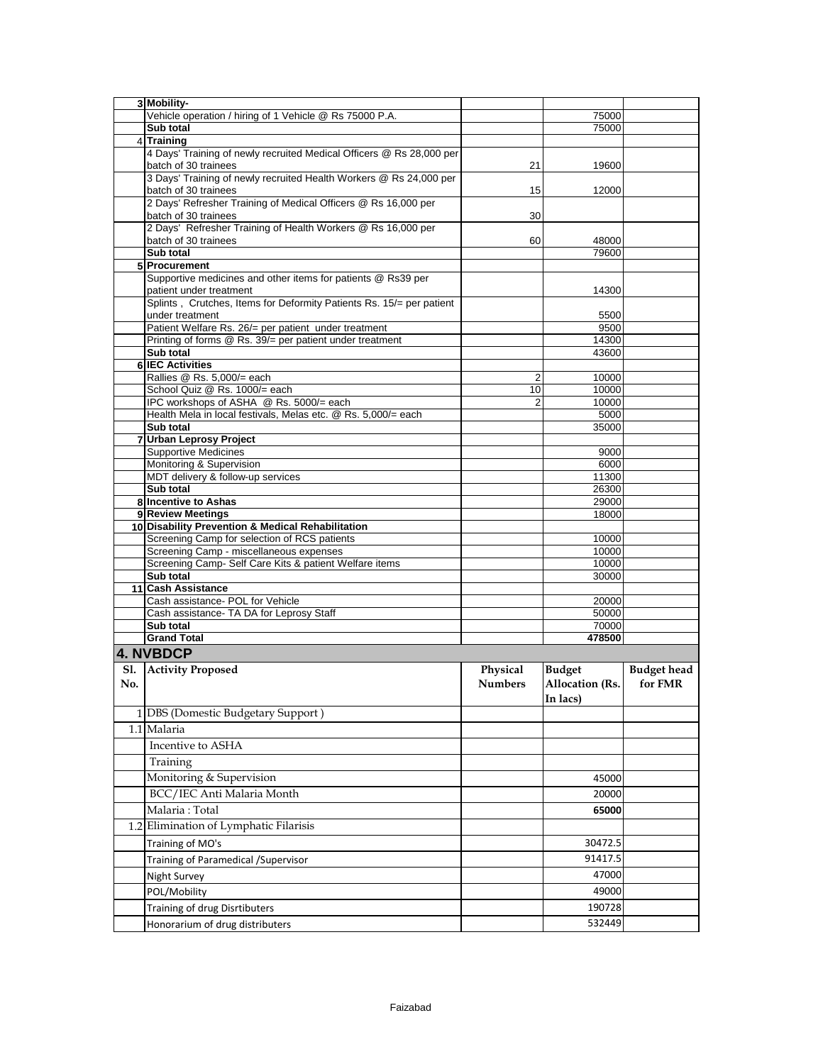| | | | | |
|---|---|---|---|---|
| 3 | **Mobility-** | | | |
| | Vehicle operation / hiring of 1 Vehicle @ Rs 75000 P.A. | | 75000 | |
| | **Sub total** | | 75000 | |
| 4 | **Training** | | | |
| | 4 Days' Training of newly recruited Medical Officers @ Rs 28,000 per batch of 30 trainees | 21 | 19600 | |
| | 3 Days' Training of newly recruited Health Workers @ Rs 24,000 per batch of 30 trainees | 15 | 12000 | |
| | 2 Days' Refresher Training of Medical Officers @ Rs 16,000 per batch of 30 trainees | 30 | | |
| | 2 Days' Refresher Training of Health Workers @ Rs 16,000 per batch of 30 trainees | 60 | 48000 | |
| | **Sub total** | | 79600 | |
| 5 | **Procurement** | | | |
| | Supportive medicines and other items for patients @ Rs39 per patient under treatment | | 14300 | |
| | Splints , Crutches, Items for Deformity Patients Rs. 15/= per patient under treatment | | 5500 | |
| | Patient Welfare Rs. 26/= per patient under treatment | | 9500 | |
| | Printing of forms @ Rs. 39/= per patient under treatment | | 14300 | |
| | **Sub total** | | 43600 | |
| 6 | **IEC Activities** | | | |
| | Rallies @ Rs. 5,000/= each | 2 | 10000 | |
| | School Quiz @ Rs. 1000/= each | 10 | 10000 | |
| | IPC workshops of ASHA @ Rs. 5000/= each | 2 | 10000 | |
| | Health Mela in local festivals, Melas etc. @ Rs. 5,000/= each | | 5000 | |
| | **Sub total** | | 35000 | |
| 7 | **Urban Leprosy Project** | | | |
| | Supportive Medicines | | 9000 | |
| | Monitoring & Supervision | | 6000 | |
| | MDT delivery & follow-up services | | 11300 | |
| | **Sub total** | | 26300 | |
| 8 | **Incentive to Ashas** | | 29000 | |
| 9 | **Review Meetings** | | 18000 | |
| 10 | **Disability Prevention & Medical Rehabilitation** | | | |
| | Screening Camp for selection of RCS patients | | 10000 | |
| | Screening Camp - miscellaneous expenses | | 10000 | |
| | Screening Camp- Self Care Kits & patient Welfare items | | 10000 | |
| | **Sub total** | | 30000 | |
| 11 | **Cash Assistance** | | | |
| | Cash assistance- POL for Vehicle | | 20000 | |
| | Cash assistance- TA DA for Leprosy Staff | | 50000 | |
| | **Sub total** | | 70000 | |
| | **Grand Total** | | **478500** | |

## 4. NVBDCP

| Sl. No. | Activity Proposed | Physical Numbers | Budget Allocation (Rs. In lacs) | Budget head for FMR |
|---|---|---|---|---|
| 1 | DBS (Domestic Budgetary Support ) | | | |
| 1.1 | Malaria | | | |
| | Incentive to ASHA | | | |
| | Training | | | |
| | Monitoring & Supervision | | 45000 | |
| | BCC/IEC Anti Malaria Month | | 20000 | |
| | Malaria : Total | | **65000** | |
| 1.2 | Elimination of Lymphatic Filarisis | | | |
| | Training of MO's | | 30472.5 | |
| | Training of Paramedical /Supervisor | | 91417.5 | |
| | Night Survey | | 47000 | |
| | POL/Mobility | | 49000 | |
| | Training of drug Disrtibuters | | 190728 | |
| | Honorarium of drug distributers | | 532449 | |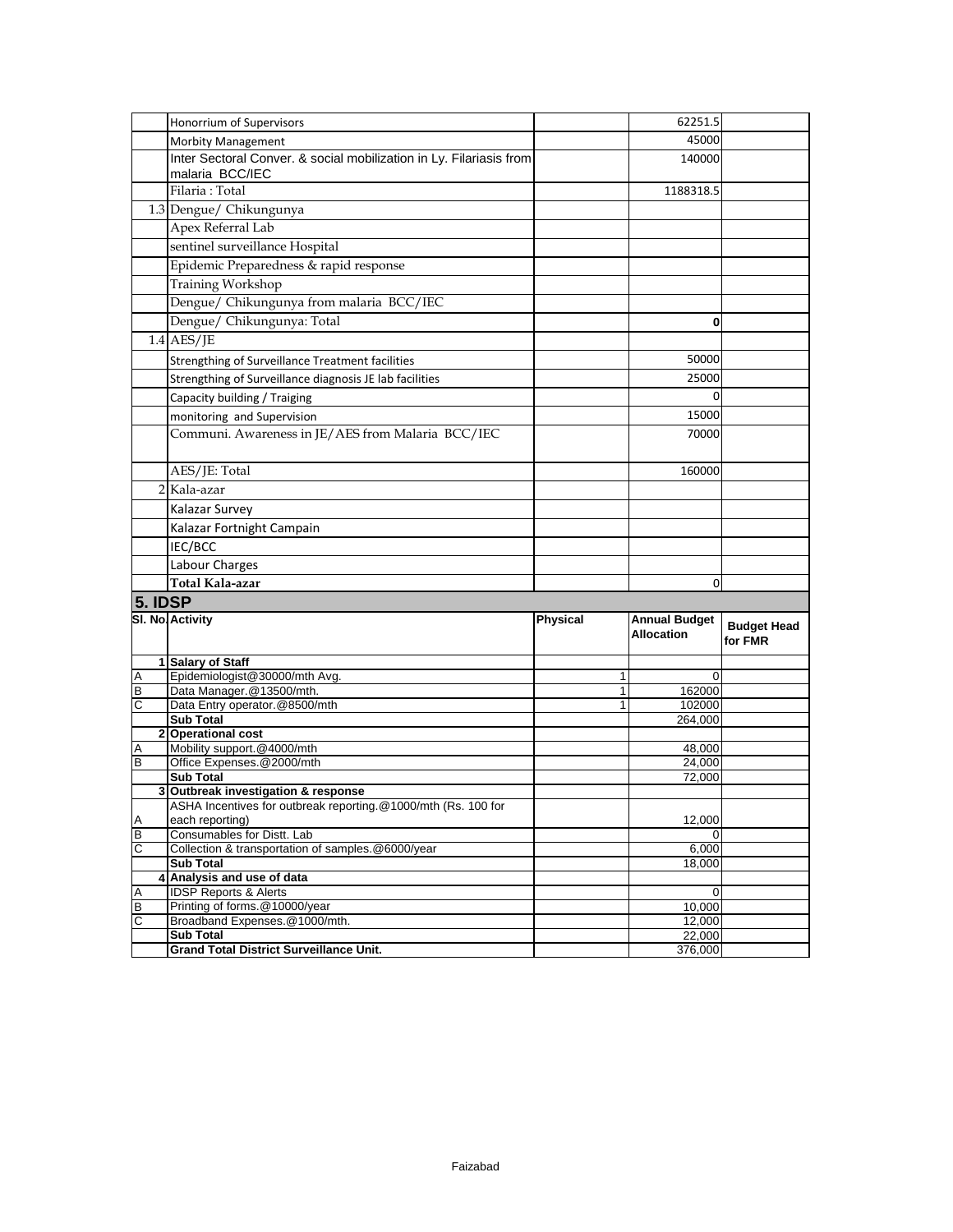| | | | | |
|---|---|---|---|---|
| | Honorrium of Supervisors | | 62251.5 | |
| | Morbity Management | | 45000 | |
| | Inter Sectoral Conver. & social mobilization in Ly. Filariasis from malaria BCC/IEC | | 140000 | |
| | Filaria : Total | | 1188318.5 | |
| 1.3 | Dengue/ Chikungunya | | | |
| | Apex Referral Lab | | | |
| | sentinel surveillance Hospital | | | |
| | Epidemic Preparedness & rapid response | | | |
| | Training Workshop | | | |
| | Dengue/ Chikungunya from malaria BCC/IEC | | | |
| | Dengue/ Chikungunya: Total | | **0** | |
| 1.4 | AES/JE | | | |
| | Strengthing of Surveillance Treatment facilities | | 50000 | |
| | Strengthing of Surveillance diagnosis JE lab facilities | | 25000 | |
| | Capacity building / Traiging | | 0 | |
| | monitoring and Supervision | | 15000 | |
| | Communi. Awareness in JE/AES from Malaria BCC/IEC | | 70000 | |
| | AES/JE: Total | | 160000 | |
| 2 | Kala-azar | | | |
| | Kalazar Survey | | | |
| | Kalazar Fortnight Campain | | | |
| | IEC/BCC | | | |
| | Labour Charges | | | |
| | **Total Kala-azar** | | 0 | |

## 5. IDSP

| Sl. No. | Activity | Physical | Annual Budget Allocation | Budget Head for FMR |
|---|---|---|---|---|
| 1 | **Salary of Staff** | | | |
| A | Epidemiologist@30000/mth Avg. | 1 | 0 | |
| B | Data Manager.@13500/mth. | 1 | 162000 | |
| C | Data Entry operator.@8500/mth | 1 | 102000 | |
| | **Sub Total** | | 264,000 | |
| 2 | **Operational cost** | | | |
| A | Mobility support.@4000/mth | | 48,000 | |
| B | Office Expenses.@2000/mth | | 24,000 | |
| | **Sub Total** | | 72,000 | |
| 3 | **Outbreak investigation & response** | | | |
| A | ASHA Incentives for outbreak reporting.@1000/mth (Rs. 100 for each reporting) | | 12,000 | |
| B | Consumables for Distt. Lab | | 0 | |
| C | Collection & transportation of samples.@6000/year | | 6,000 | |
| | **Sub Total** | | 18,000 | |
| 4 | **Analysis and use of data** | | | |
| A | IDSP Reports & Alerts | | 0 | |
| B | Printing of forms.@10000/year | | 10,000 | |
| C | Broadband Expenses.@1000/mth. | | 12,000 | |
| | **Sub Total** | | 22,000 | |
| | **Grand Total District Surveillance Unit.** | | 376,000 | |